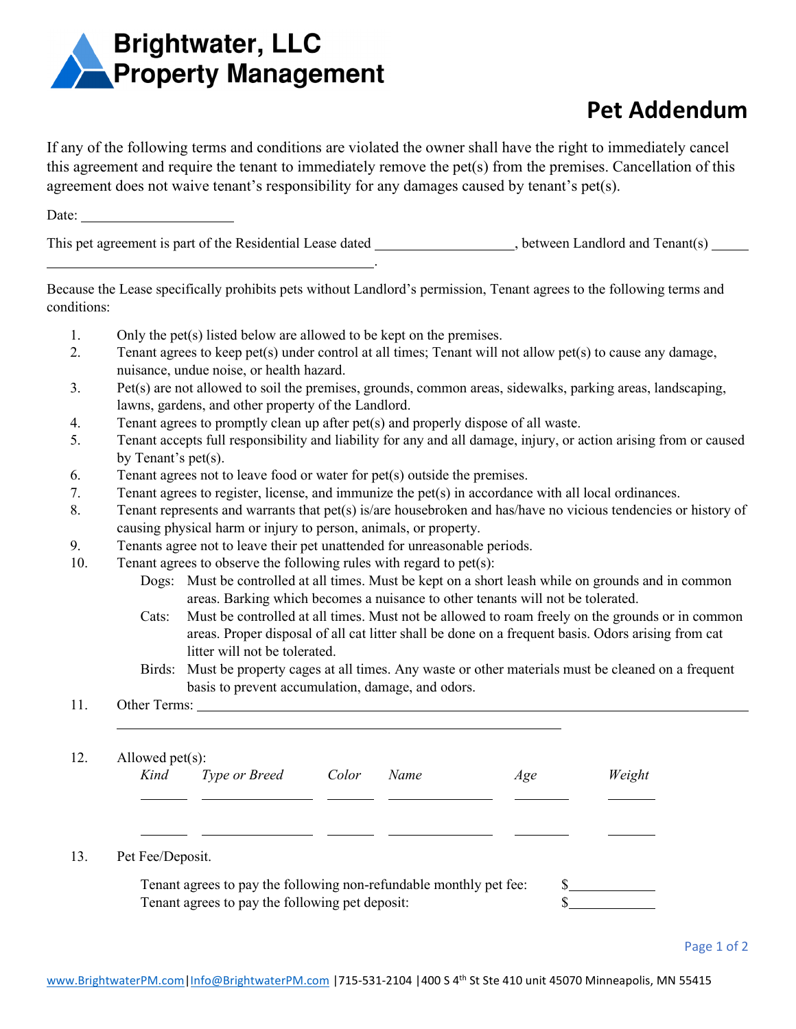# Brightwater, LLC
# Property Management

## Pet Addendum

If any of the following terms and conditions are violated the owner shall have the right to immediately cancel this agreement and require the tenant to immediately remove the pet(s) from the premises. Cancellation of this agreement does not waive tenant's responsibility for any damages caused by tenant's pet(s).

Date: ____________________

This pet agreement is part of the Residential Lease dated ____________________, between Landlord and Tenant(s) ______________________________________________.

Because the Lease specifically prohibits pets without Landlord's permission, Tenant agrees to the following terms and conditions:

1. Only the pet(s) listed below are allowed to be kept on the premises.
2. Tenant agrees to keep pet(s) under control at all times; Tenant will not allow pet(s) to cause any damage, nuisance, undue noise, or health hazard.
3. Pet(s) are not allowed to soil the premises, grounds, common areas, sidewalks, parking areas, landscaping, lawns, gardens, and other property of the Landlord.
4. Tenant agrees to promptly clean up after pet(s) and properly dispose of all waste.
5. Tenant accepts full responsibility and liability for any and all damage, injury, or action arising from or caused by Tenant's pet(s).
6. Tenant agrees not to leave food or water for pet(s) outside the premises.
7. Tenant agrees to register, license, and immunize the pet(s) in accordance with all local ordinances.
8. Tenant represents and warrants that pet(s) is/are housebroken and has/have no vicious tendencies or history of causing physical harm or injury to person, animals, or property.
9. Tenants agree not to leave their pet unattended for unreasonable periods.
10. Tenant agrees to observe the following rules with regard to pet(s):
    - Dogs: Must be controlled at all times. Must be kept on a short leash while on grounds and in common areas. Barking which becomes a nuisance to other tenants will not be tolerated.
    - Cats: Must be controlled at all times. Must not be allowed to roam freely on the grounds or in common areas. Proper disposal of all cat litter shall be done on a frequent basis. Odors arising from cat litter will not be tolerated.
    - Birds: Must be property cages at all times. Any waste or other materials must be cleaned on a frequent basis to prevent accumulation, damage, and odors.
11. Other Terms: ______________________________________________________________________

    ______________________________________________________________________
12. Allowed pet(s):

| *Kind* | *Type or Breed* | *Color* | *Name* | *Age* | *Weight* |
|---|---|---|---|---|---|
| | | | | | |
| | | | | | |

13. Pet Fee/Deposit.

    Tenant agrees to pay the following non-refundable monthly pet fee: $____________
    
    Tenant agrees to pay the following pet deposit: $____________

www.BrightwaterPM.com | Info@BrightwaterPM.com | 715-531-2104 | 400 S 4th St Ste 410 unit 45070 Minneapolis, MN 55415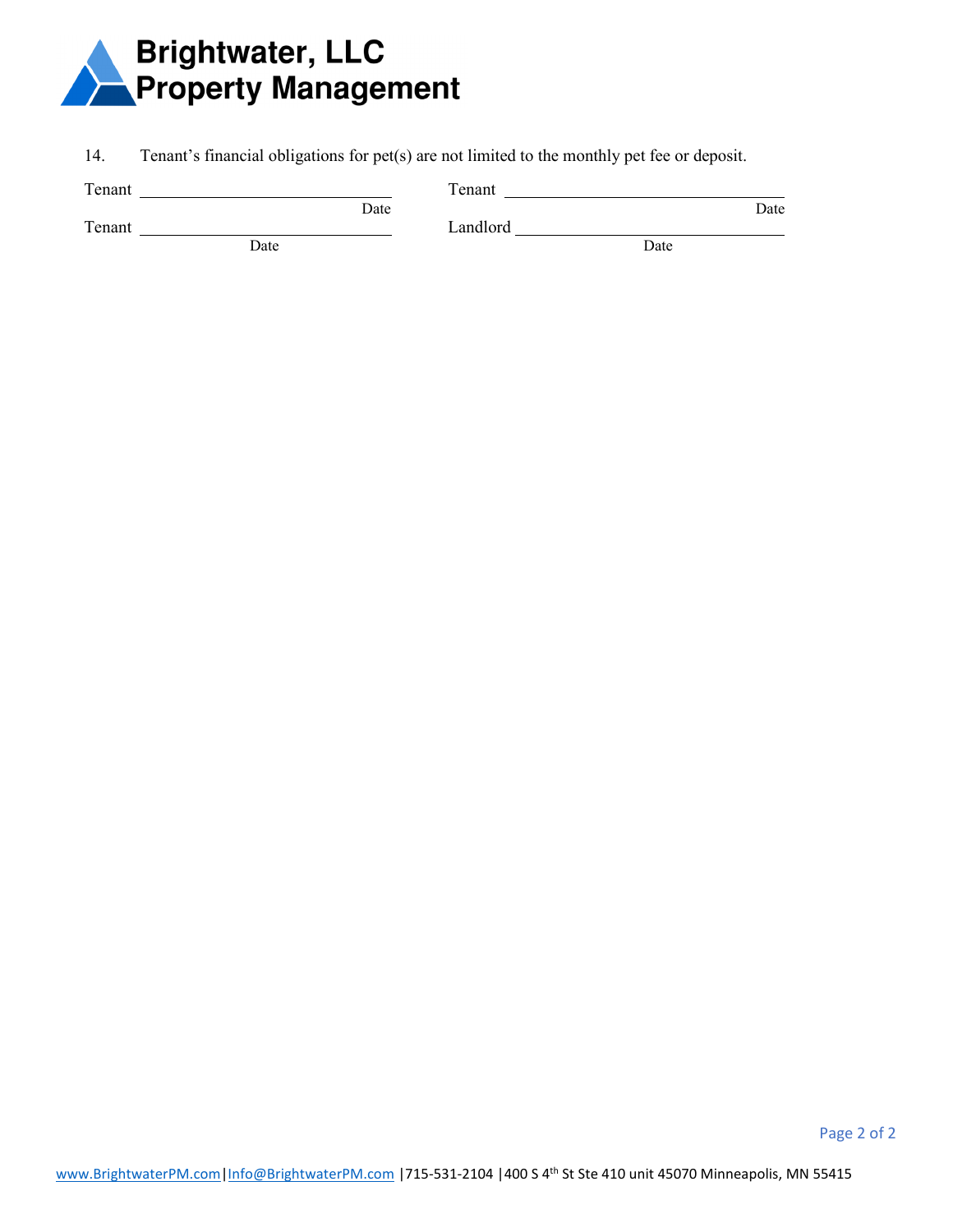# Brightwater, LLC Property Management

14. Tenant's financial obligations for pet(s) are not limited to the monthly pet fee or deposit.

| | |
|---|---|
| Tenant ______________________ Date | Tenant ______________________ Date |
| Tenant ______________________ Date | Landlord ______________________ Date |

www.BrightwaterPM.com|Info@BrightwaterPM.com |715-531-2104 |400 S 4th St Ste 410 unit 45070 Minneapolis, MN 55415